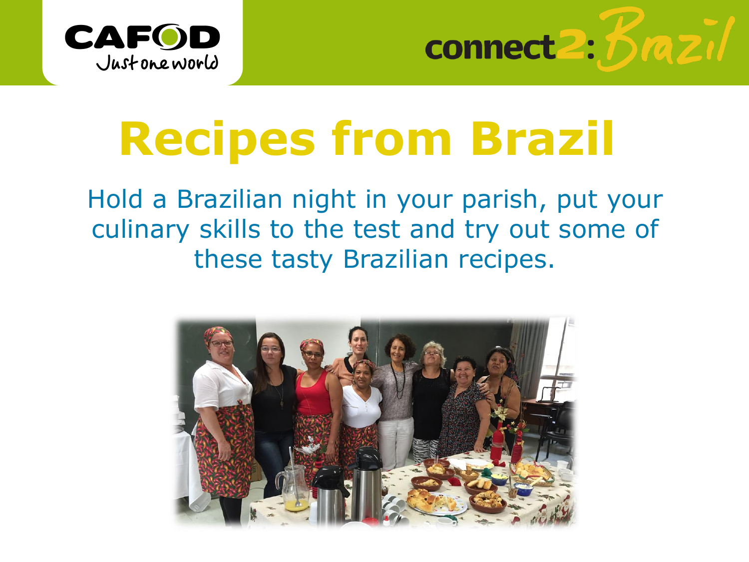CAFOD Just one world

connect2: Brazil

# Recipes from Brazil

Hold a Brazilian night in your parish, put your culinary skills to the test and try out some of these tasty Brazilian recipes.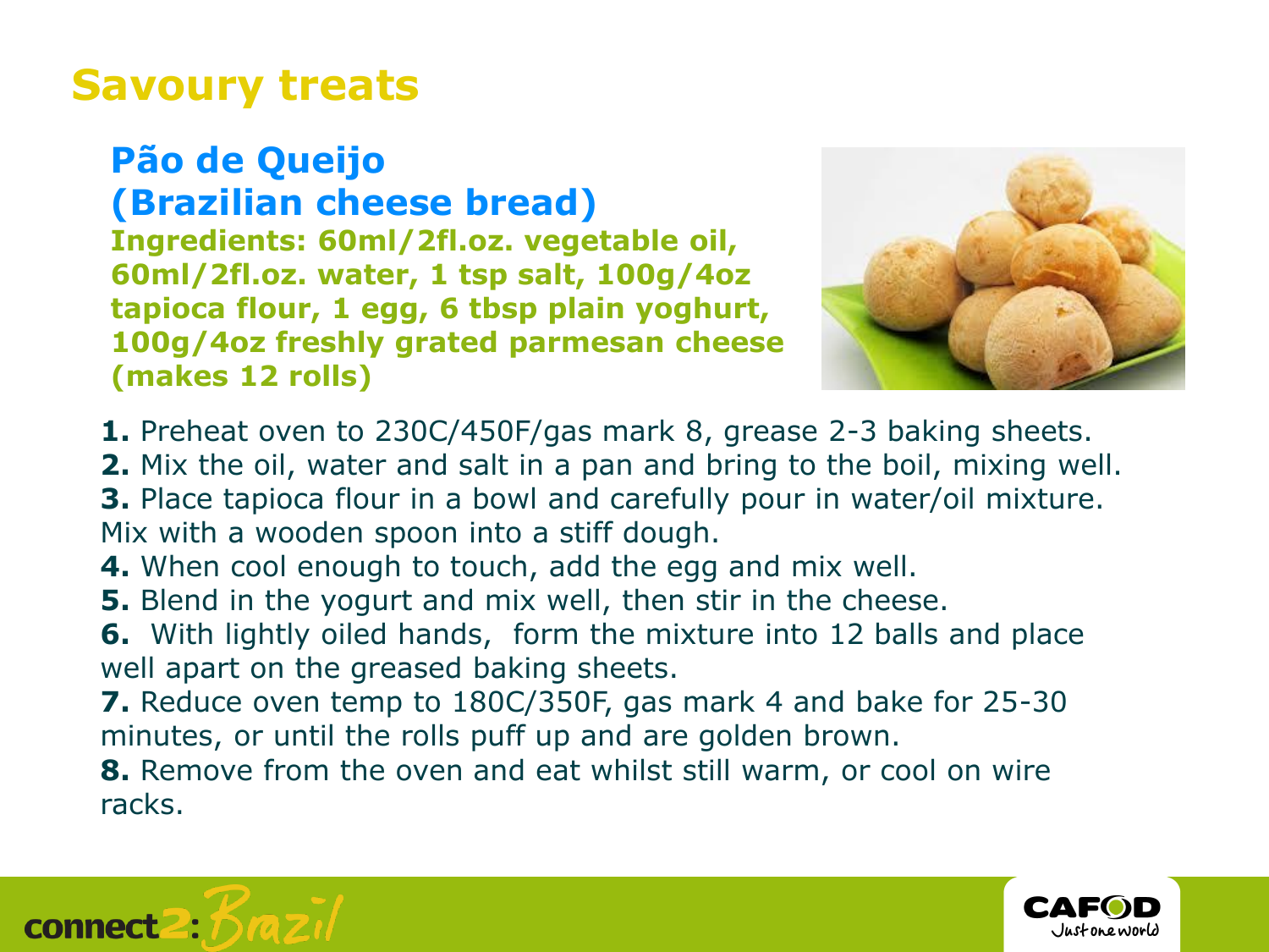# Savoury treats

## Pão de Queijo (Brazilian cheese bread)

**Ingredients: 60ml/2fl.oz. vegetable oil, 60ml/2fl.oz. water, 1 tsp salt, 100g/4oz tapioca flour, 1 egg, 6 tbsp plain yoghurt, 100g/4oz freshly grated parmesan cheese (makes 12 rolls)**

**1.** Preheat oven to 230C/450F/gas mark 8, grease 2-3 baking sheets.

**2.** Mix the oil, water and salt in a pan and bring to the boil, mixing well.

**3.** Place tapioca flour in a bowl and carefully pour in water/oil mixture. Mix with a wooden spoon into a stiff dough.

**4.** When cool enough to touch, add the egg and mix well.

**5.** Blend in the yogurt and mix well, then stir in the cheese.

**6.** With lightly oiled hands, form the mixture into 12 balls and place well apart on the greased baking sheets.

**7.** Reduce oven temp to 180C/350F, gas mark 4 and bake for 25-30 minutes, or until the rolls puff up and are golden brown.

**8.** Remove from the oven and eat whilst still warm, or cool on wire racks.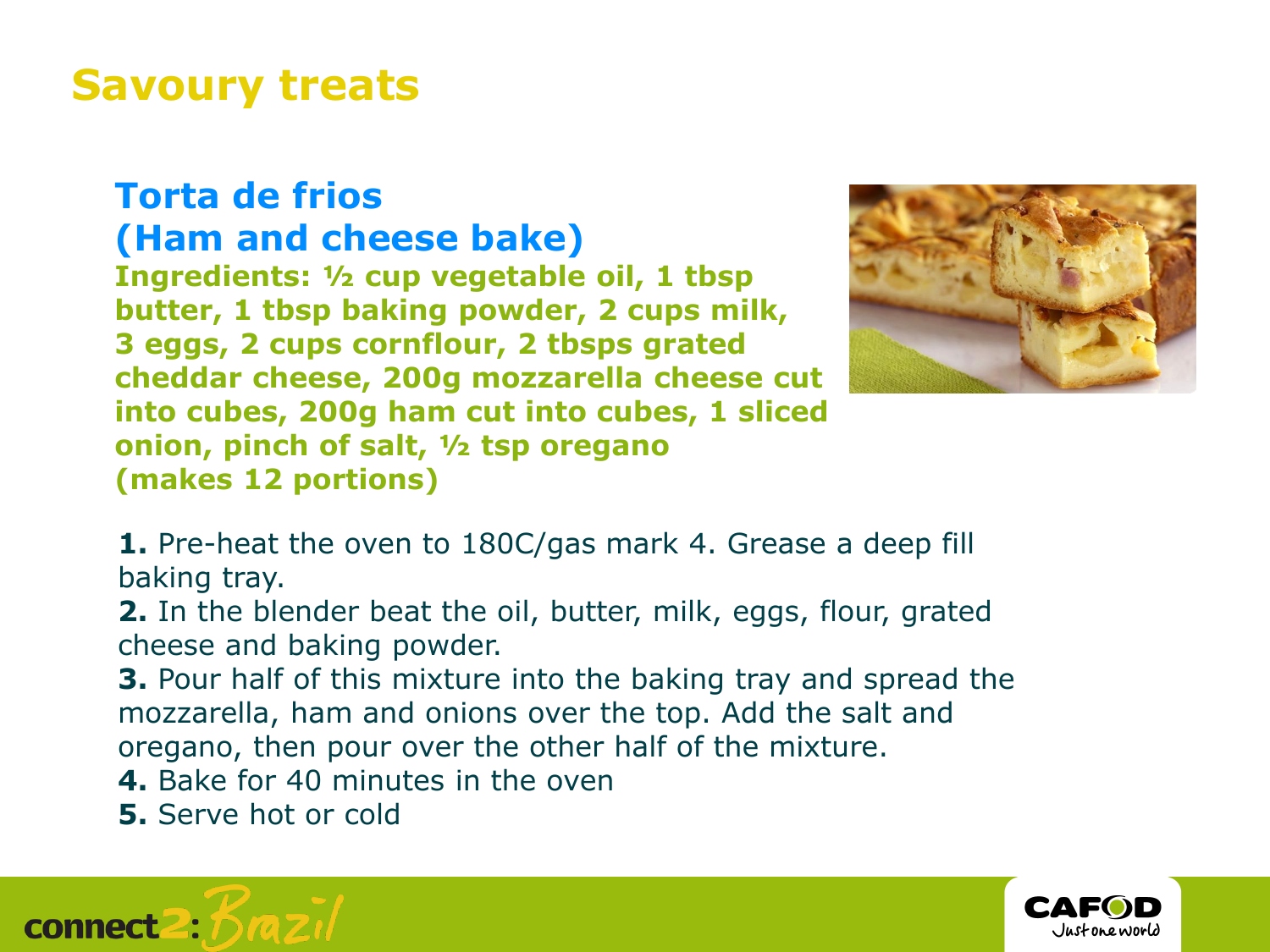# Savoury treats

## Torta de frios (Ham and cheese bake)

**Ingredients: ½ cup vegetable oil, 1 tbsp butter, 1 tbsp baking powder, 2 cups milk, 3 eggs, 2 cups cornflour, 2 tbsps grated cheddar cheese, 200g mozzarella cheese cut into cubes, 200g ham cut into cubes, 1 sliced onion, pinch of salt, ½ tsp oregano (makes 12 portions)**

**1.** Pre-heat the oven to 180C/gas mark 4. Grease a deep fill baking tray.
**2.** In the blender beat the oil, butter, milk, eggs, flour, grated cheese and baking powder.
**3.** Pour half of this mixture into the baking tray and spread the mozzarella, ham and onions over the top. Add the salt and oregano, then pour over the other half of the mixture.
**4.** Bake for 40 minutes in the oven
**5.** Serve hot or cold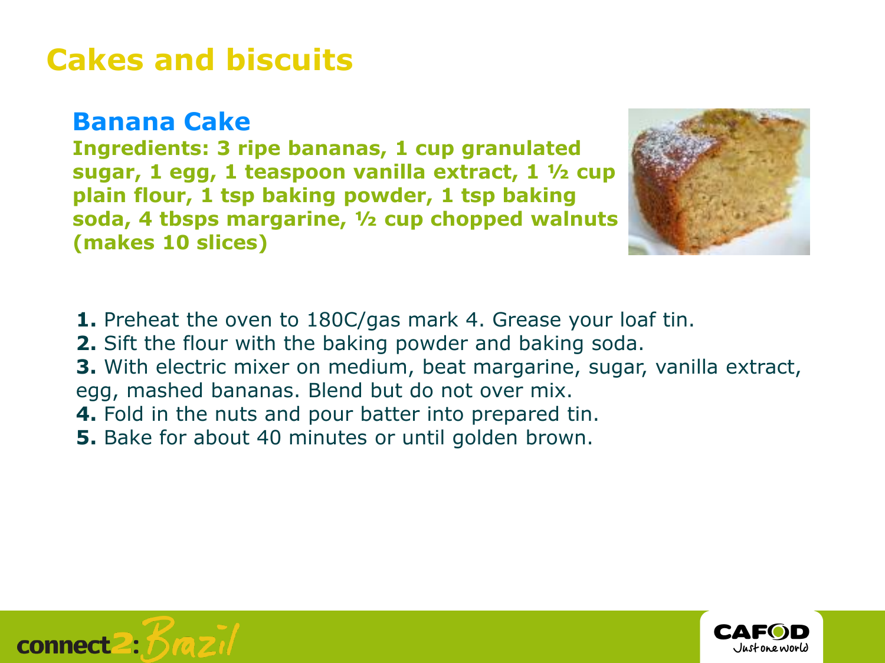# Cakes and biscuits

## Banana Cake

**Ingredients: 3 ripe bananas, 1 cup granulated sugar, 1 egg, 1 teaspoon vanilla extract, 1 ½ cup plain flour, 1 tsp baking powder, 1 tsp baking soda, 4 tbsps margarine, ½ cup chopped walnuts (makes 10 slices)**

**1.** Preheat the oven to 180C/gas mark 4. Grease your loaf tin.
**2.** Sift the flour with the baking powder and baking soda.
**3.** With electric mixer on medium, beat margarine, sugar, vanilla extract, egg, mashed bananas. Blend but do not over mix.
**4.** Fold in the nuts and pour batter into prepared tin.
**5.** Bake for about 40 minutes or until golden brown.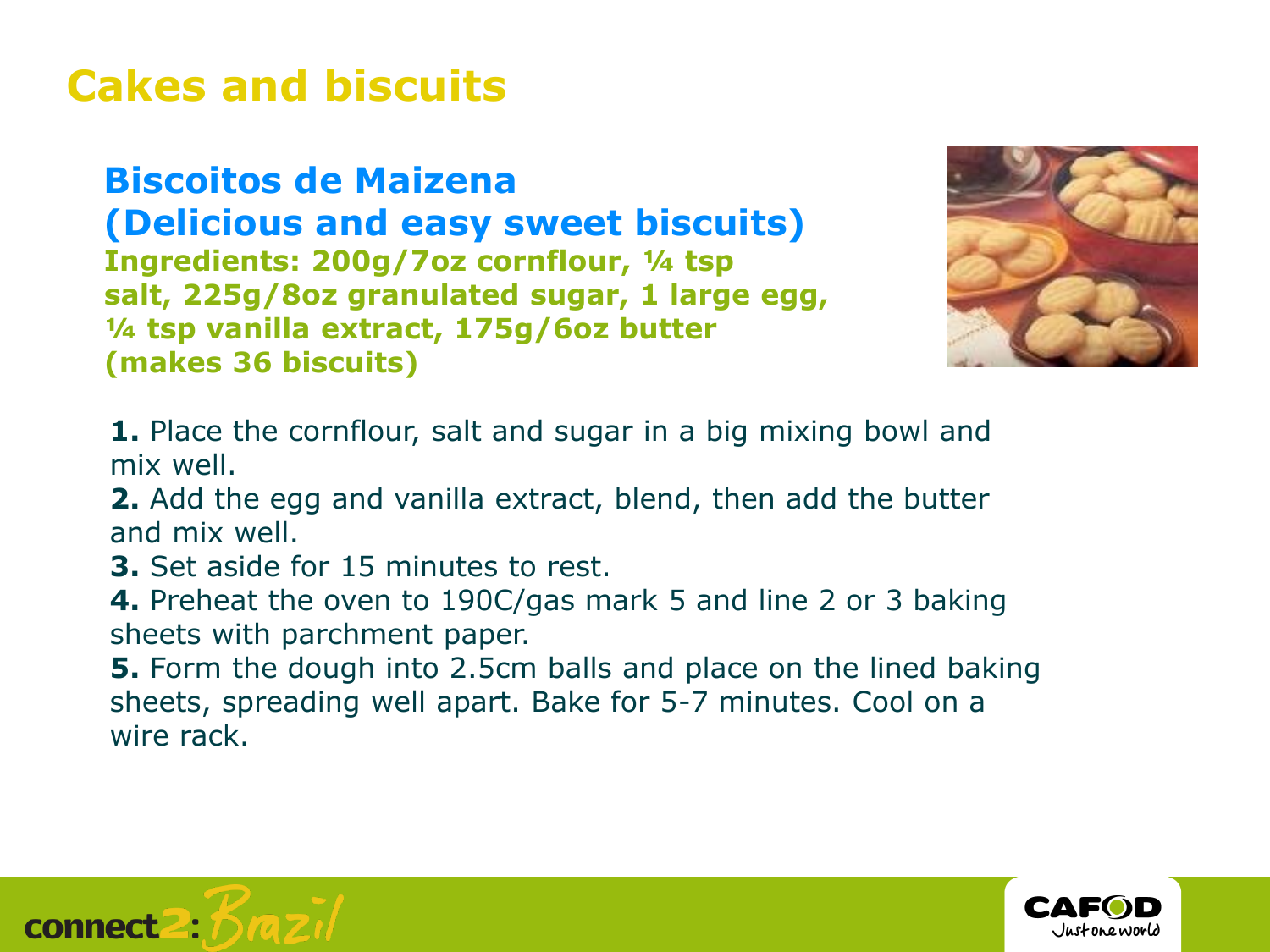# Cakes and biscuits

## Biscoitos de Maizena (Delicious and easy sweet biscuits)

**Ingredients: 200g/7oz cornflour, ¼ tsp salt, 225g/8oz granulated sugar, 1 large egg, ¼ tsp vanilla extract, 175g/6oz butter (makes 36 biscuits)**

**1.** Place the cornflour, salt and sugar in a big mixing bowl and mix well.

**2.** Add the egg and vanilla extract, blend, then add the butter and mix well.

**3.** Set aside for 15 minutes to rest.

**4.** Preheat the oven to 190C/gas mark 5 and line 2 or 3 baking sheets with parchment paper.

**5.** Form the dough into 2.5cm balls and place on the lined baking sheets, spreading well apart. Bake for 5-7 minutes. Cool on a wire rack.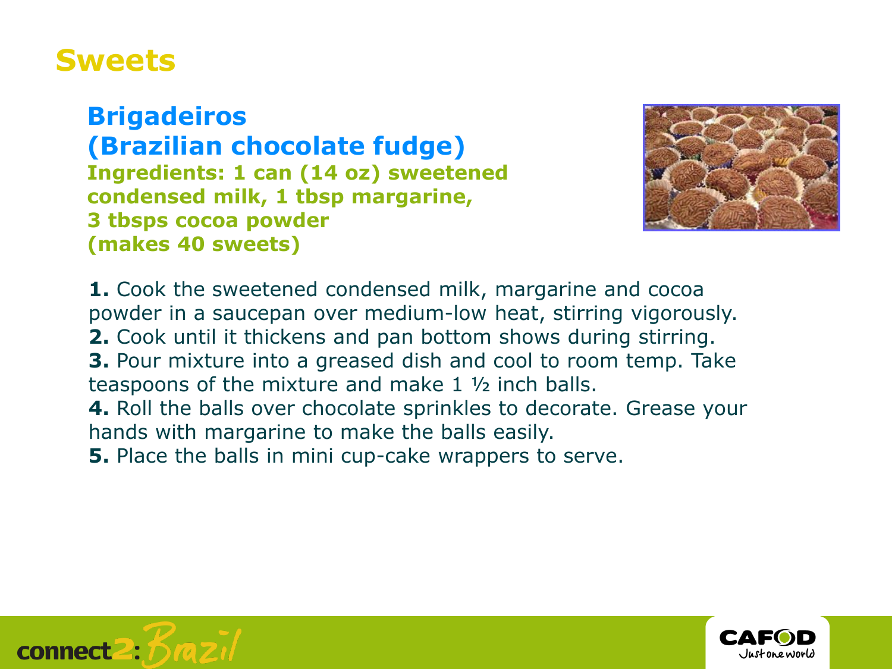# Sweets

## Brigadeiros (Brazilian chocolate fudge)

**Ingredients: 1 can (14 oz) sweetened condensed milk, 1 tbsp margarine, 3 tbsps cocoa powder (makes 40 sweets)**

**1.** Cook the sweetened condensed milk, margarine and cocoa powder in a saucepan over medium-low heat, stirring vigorously.
**2.** Cook until it thickens and pan bottom shows during stirring.
**3.** Pour mixture into a greased dish and cool to room temp. Take teaspoons of the mixture and make 1 ½ inch balls.
**4.** Roll the balls over chocolate sprinkles to decorate. Grease your hands with margarine to make the balls easily.
**5.** Place the balls in mini cup-cake wrappers to serve.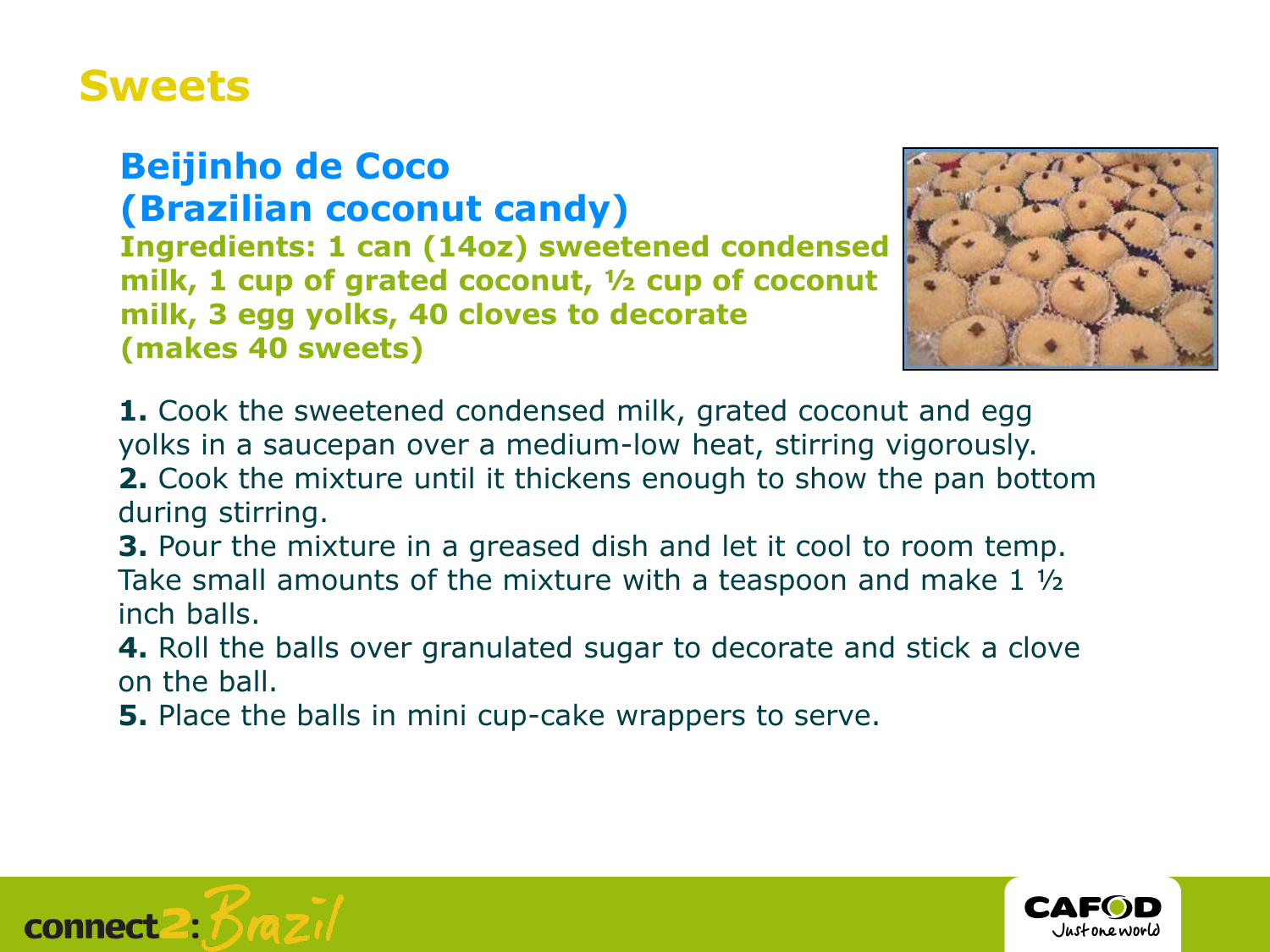# Sweets

## Beijinho de Coco (Brazilian coconut candy)

**Ingredients: 1 can (14oz) sweetened condensed milk, 1 cup of grated coconut, ½ cup of coconut milk, 3 egg yolks, 40 cloves to decorate (makes 40 sweets)**

**1.** Cook the sweetened condensed milk, grated coconut and egg yolks in a saucepan over a medium-low heat, stirring vigorously.
**2.** Cook the mixture until it thickens enough to show the pan bottom during stirring.
**3.** Pour the mixture in a greased dish and let it cool to room temp. Take small amounts of the mixture with a teaspoon and make 1 ½ inch balls.
**4.** Roll the balls over granulated sugar to decorate and stick a clove on the ball.
**5.** Place the balls in mini cup-cake wrappers to serve.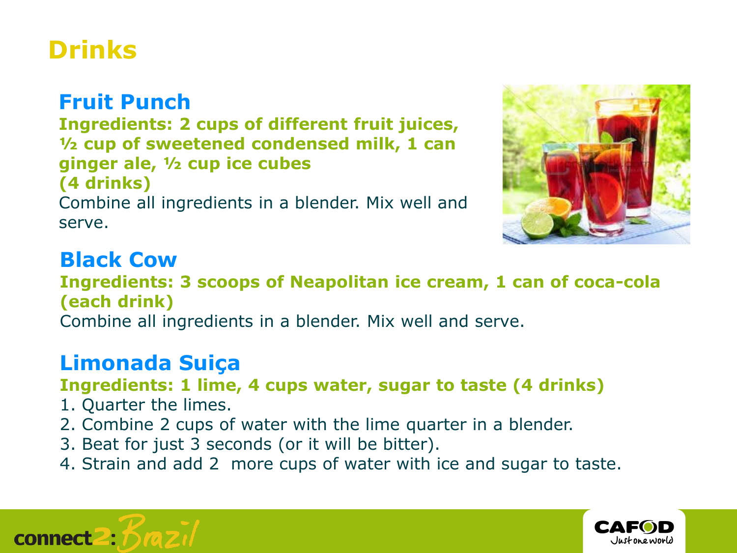# Drinks

## Fruit Punch

**Ingredients: 2 cups of different fruit juices, ½ cup of sweetened condensed milk, 1 can ginger ale, ½ cup ice cubes (4 drinks)**

Combine all ingredients in a blender. Mix well and serve.

## Black Cow

**Ingredients: 3 scoops of Neapolitan ice cream, 1 can of coca-cola (each drink)**

Combine all ingredients in a blender. Mix well and serve.

## Limonada Suiça

**Ingredients: 1 lime, 4 cups water, sugar to taste (4 drinks)**

1. Quarter the limes.
2. Combine 2 cups of water with the lime quarter in a blender.
3. Beat for just 3 seconds (or it will be bitter).
4. Strain and add 2 more cups of water with ice and sugar to taste.